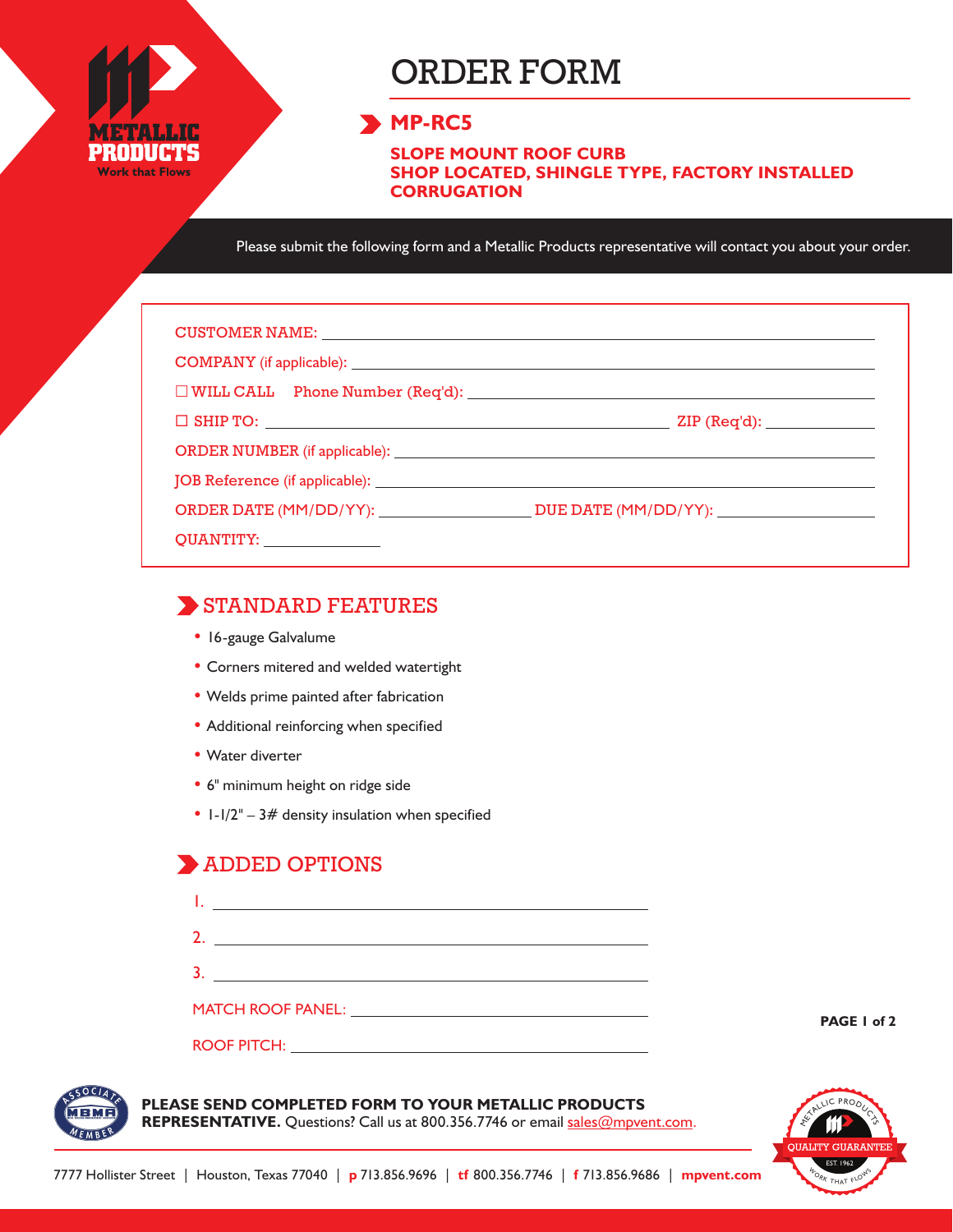METALLIC PRODUCTS
Work that Flows

# ORDER FORM

## MP-RC5

**SLOPE MOUNT ROOF CURB**
**SHOP LOCATED, SHINGLE TYPE, FACTORY INSTALLED CORRUGATION**

Please submit the following form and a Metallic Products representative will contact you about your order.

CUSTOMER NAME: ______________________

COMPANY (if applicable): ______________________

☐ WILL CALL Phone Number (Req'd): ______________________

☐ SHIP TO: ______________________ ZIP (Req'd): __________

ORDER NUMBER (if applicable): ______________________

JOB Reference (if applicable): ______________________

ORDER DATE (MM/DD/YY): __________ DUE DATE (MM/DD/YY): __________

QUANTITY: __________

## STANDARD FEATURES

- 16-gauge Galvalume
- Corners mitered and welded watertight
- Welds prime painted after fabrication
- Additional reinforcing when specified
- Water diverter
- 6" minimum height on ridge side
- 1-1/2" – 3# density insulation when specified

## ADDED OPTIONS

1. ______________________
2. ______________________
3. ______________________

MATCH ROOF PANEL: ______________________

ROOF PITCH: ______________________

**PLEASE SEND COMPLETED FORM TO YOUR METALLIC PRODUCTS REPRESENTATIVE.** Questions? Call us at 800.356.7746 or email sales@mpvent.com.

7777 Hollister Street | Houston, Texas 77040 | **p** 713.856.9696 | **tf** 800.356.7746 | **f** 713.856.9686 | **mpvent.com**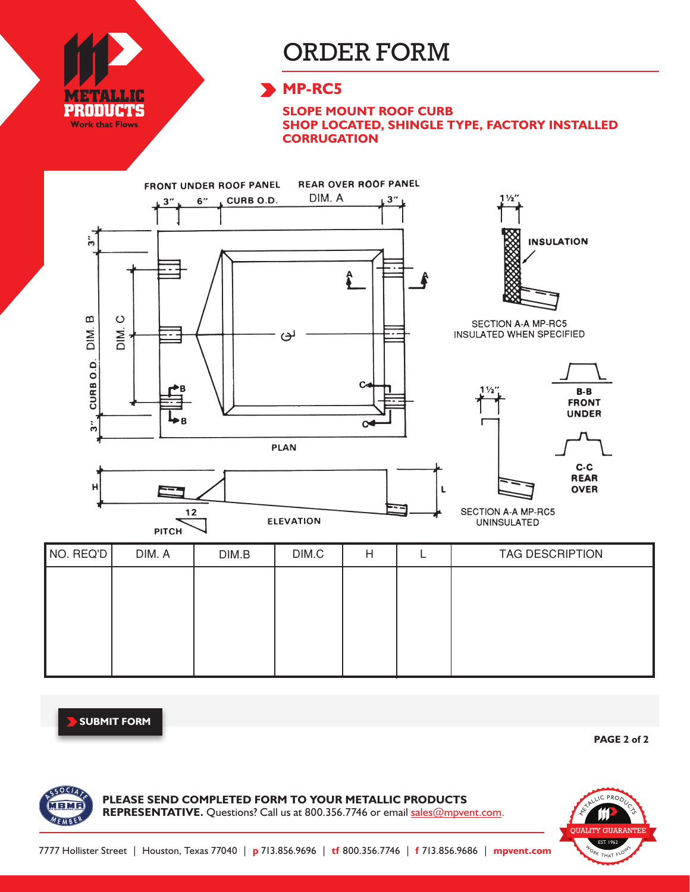# ORDER FORM

## MP-RC5

**SLOPE MOUNT ROOF CURB**
**SHOP LOCATED, SHINGLE TYPE, FACTORY INSTALLED CORRUGATION**

FRONT UNDER ROOF PANEL
REAR OVER ROOF PANEL
3" 6" CURB O.D. DIM. A 3"
3" DIM. B DIM. C CURB O.D. 3"
PLAN
H L
12 PITCH
ELEVATION
1½" INSULATION
SECTION A-A MP-RC5 INSULATED WHEN SPECIFIED
B-B FRONT UNDER
C-C REAR OVER
1½"
SECTION A-A MP-RC5 UNINSULATED

| NO. REQ'D | DIM. A | DIM.B | DIM.C | H | L | TAG DESCRIPTION |
|---|---|---|---|---|---|---|
| | | | | | | |

SUBMIT FORM

**PLEASE SEND COMPLETED FORM TO YOUR METALLIC PRODUCTS REPRESENTATIVE.** Questions? Call us at 800.356.7746 or email sales@mpvent.com.

7777 Hollister Street | Houston, Texas 77040 | **p** 713.856.9696 | **tf** 800.356.7746 | **f** 713.856.9686 | **mpvent.com**